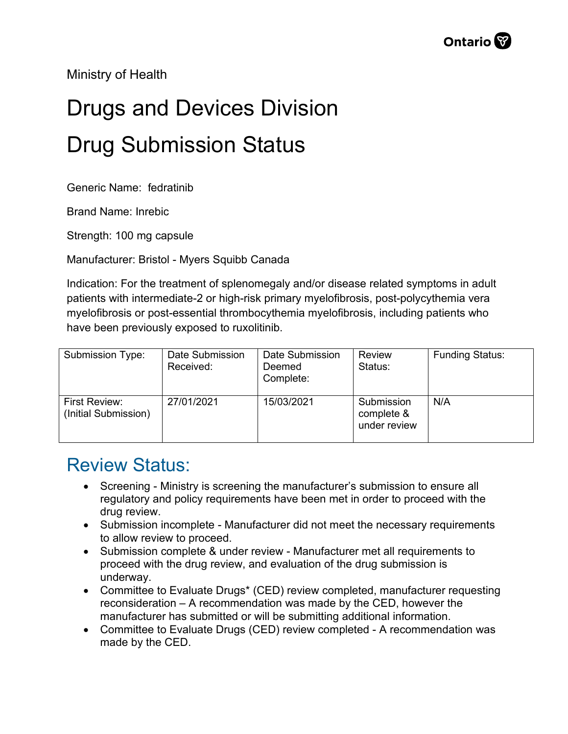Ministry of Health

# Drugs and Devices Division

# Drug Submission Status

Generic Name: fedratinib

Brand Name: Inrebic

Strength: 100 mg capsule

Manufacturer: Bristol - Myers Squibb Canada

Indication: For the treatment of splenomegaly and/or disease related symptoms in adult patients with intermediate-2 or high-risk primary myelofibrosis, post-polycythemia vera myelofibrosis or post-essential thrombocythemia myelofibrosis, including patients who have been previously exposed to ruxolitinib.

| Submission Type: | Date Submission Received: | Date Submission Deemed Complete: | Review Status: | Funding Status: |
|---|---|---|---|---|
| First Review: (Initial Submission) | 27/01/2021 | 15/03/2021 | Submission complete & under review | N/A |

## Review Status:

- Screening - Ministry is screening the manufacturer's submission to ensure all regulatory and policy requirements have been met in order to proceed with the drug review.
- Submission incomplete - Manufacturer did not meet the necessary requirements to allow review to proceed.
- Submission complete & under review - Manufacturer met all requirements to proceed with the drug review, and evaluation of the drug submission is underway.
- Committee to Evaluate Drugs* (CED) review completed, manufacturer requesting reconsideration – A recommendation was made by the CED, however the manufacturer has submitted or will be submitting additional information.
- Committee to Evaluate Drugs (CED) review completed - A recommendation was made by the CED.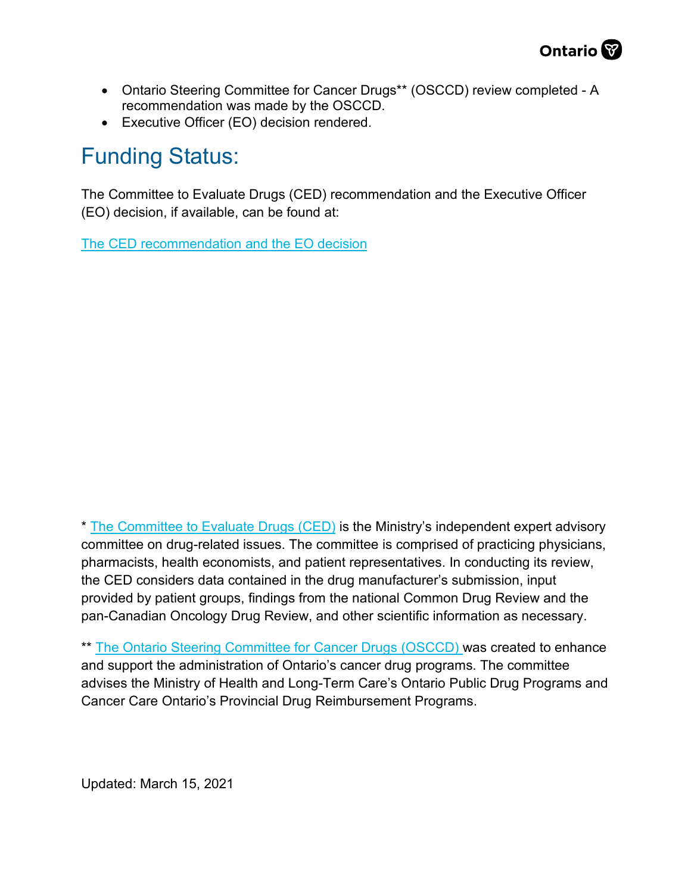- Ontario Steering Committee for Cancer Drugs** (OSCCD) review completed - A recommendation was made by the OSCCD.
- Executive Officer (EO) decision rendered.

## Funding Status:

The Committee to Evaluate Drugs (CED) recommendation and the Executive Officer (EO) decision, if available, can be found at:

The CED recommendation and the EO decision

* The Committee to Evaluate Drugs (CED) is the Ministry's independent expert advisory committee on drug-related issues. The committee is comprised of practicing physicians, pharmacists, health economists, and patient representatives. In conducting its review, the CED considers data contained in the drug manufacturer's submission, input provided by patient groups, findings from the national Common Drug Review and the pan-Canadian Oncology Drug Review, and other scientific information as necessary.

** The Ontario Steering Committee for Cancer Drugs (OSCCD) was created to enhance and support the administration of Ontario's cancer drug programs. The committee advises the Ministry of Health and Long-Term Care's Ontario Public Drug Programs and Cancer Care Ontario's Provincial Drug Reimbursement Programs.

Updated: March 15, 2021